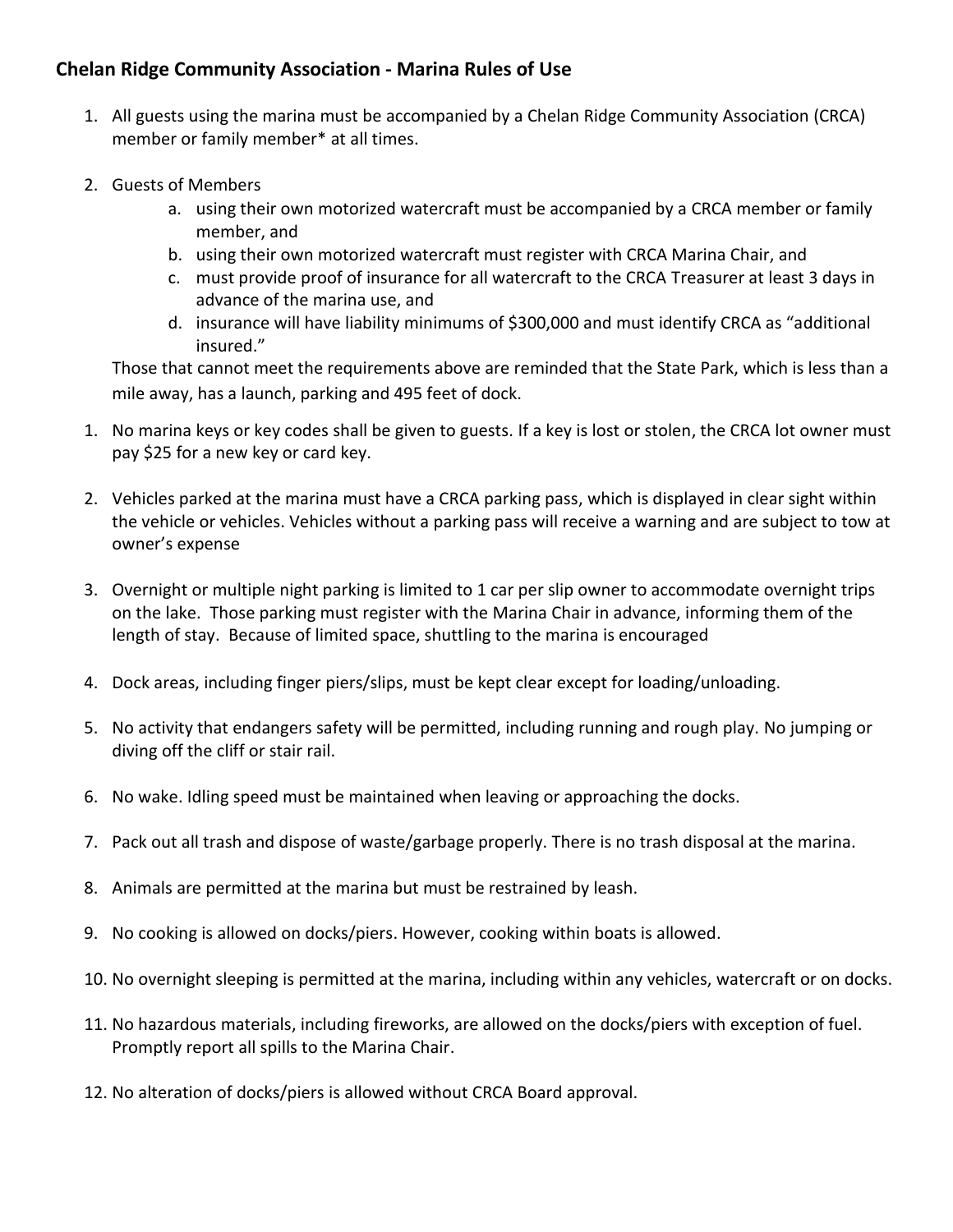## Chelan Ridge Community Association - Marina Rules of Use

1. All guests using the marina must be accompanied by a Chelan Ridge Community Association (CRCA) member or family member* at all times.

2. Guests of Members
   a. using their own motorized watercraft must be accompanied by a CRCA member or family member, and
   b. using their own motorized watercraft must register with CRCA Marina Chair, and
   c. must provide proof of insurance for all watercraft to the CRCA Treasurer at least 3 days in advance of the marina use, and
   d. insurance will have liability minimums of $300,000 and must identify CRCA as "additional insured."

   Those that cannot meet the requirements above are reminded that the State Park, which is less than a mile away, has a launch, parking and 495 feet of dock.

1. No marina keys or key codes shall be given to guests. If a key is lost or stolen, the CRCA lot owner must pay $25 for a new key or card key.

2. Vehicles parked at the marina must have a CRCA parking pass, which is displayed in clear sight within the vehicle or vehicles. Vehicles without a parking pass will receive a warning and are subject to tow at owner's expense

3. Overnight or multiple night parking is limited to 1 car per slip owner to accommodate overnight trips on the lake. Those parking must register with the Marina Chair in advance, informing them of the length of stay. Because of limited space, shuttling to the marina is encouraged

4. Dock areas, including finger piers/slips, must be kept clear except for loading/unloading.

5. No activity that endangers safety will be permitted, including running and rough play. No jumping or diving off the cliff or stair rail.

6. No wake. Idling speed must be maintained when leaving or approaching the docks.

7. Pack out all trash and dispose of waste/garbage properly. There is no trash disposal at the marina.

8. Animals are permitted at the marina but must be restrained by leash.

9. No cooking is allowed on docks/piers. However, cooking within boats is allowed.

10. No overnight sleeping is permitted at the marina, including within any vehicles, watercraft or on docks.

11. No hazardous materials, including fireworks, are allowed on the docks/piers with exception of fuel. Promptly report all spills to the Marina Chair.

12. No alteration of docks/piers is allowed without CRCA Board approval.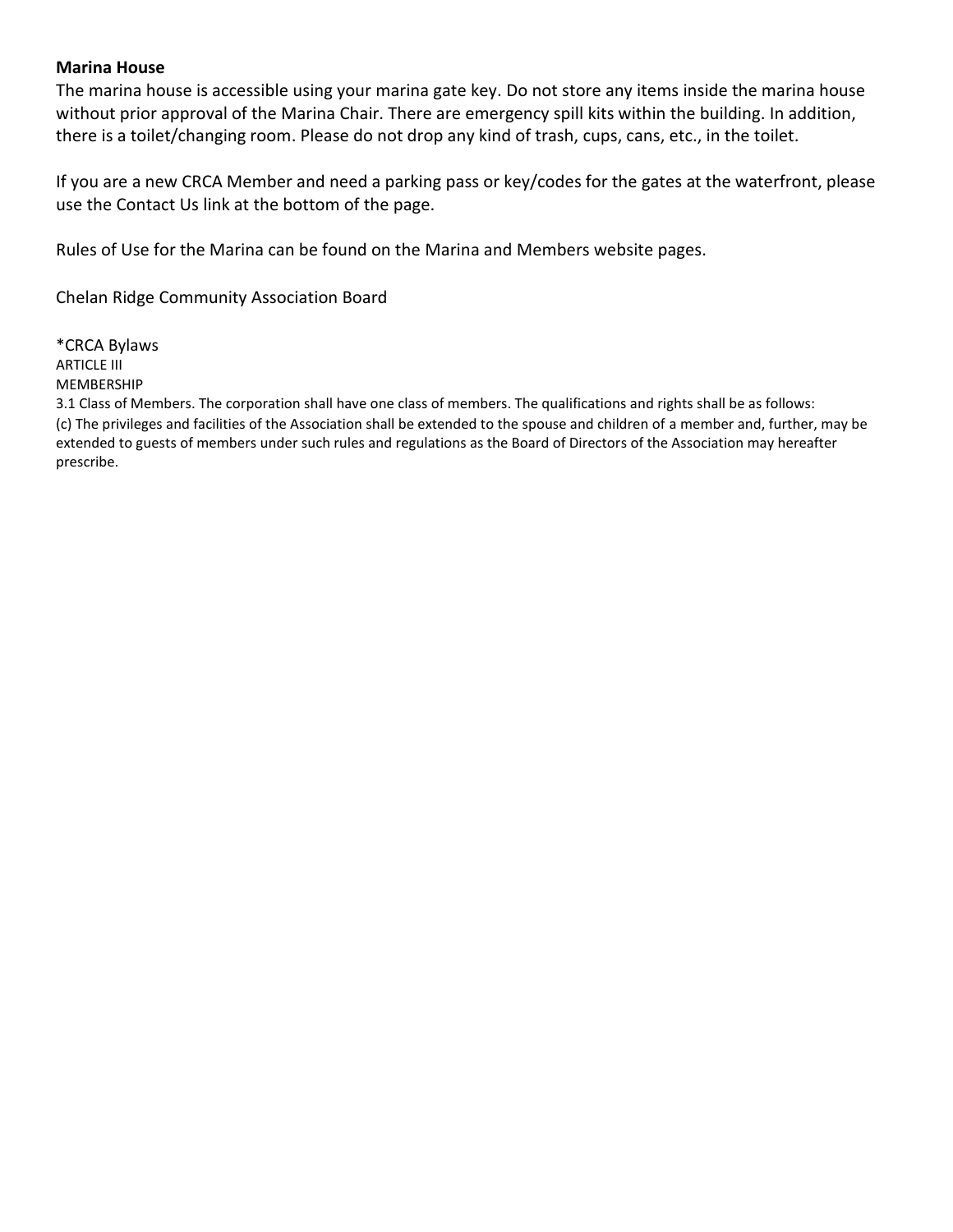**Marina House**
The marina house is accessible using your marina gate key. Do not store any items inside the marina house without prior approval of the Marina Chair. There are emergency spill kits within the building. In addition, there is a toilet/changing room. Please do not drop any kind of trash, cups, cans, etc., in the toilet.

If you are a new CRCA Member and need a parking pass or key/codes for the gates at the waterfront, please use the Contact Us link at the bottom of the page.

Rules of Use for the Marina can be found on the Marina and Members website pages.

Chelan Ridge Community Association Board

*CRCA Bylaws
ARTICLE III
MEMBERSHIP
3.1 Class of Members. The corporation shall have one class of members. The qualifications and rights shall be as follows:
(c) The privileges and facilities of the Association shall be extended to the spouse and children of a member and, further, may be extended to guests of members under such rules and regulations as the Board of Directors of the Association may hereafter prescribe.